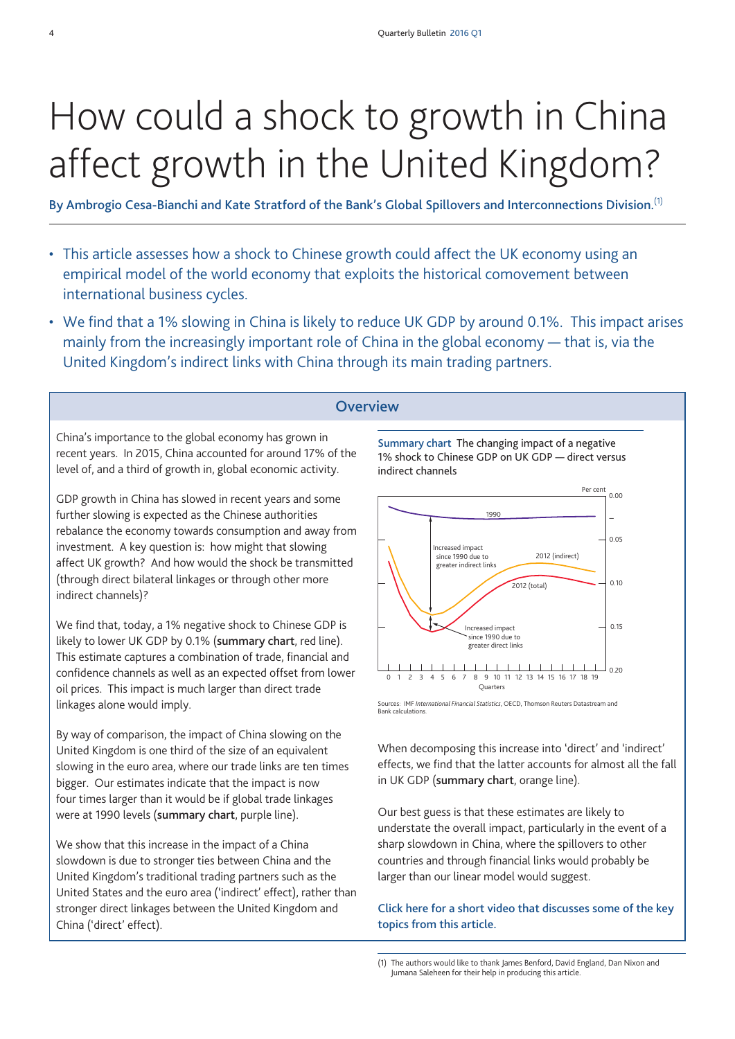# How could a shock to growth in China affect growth in the United Kingdom?

**By Ambrogio Cesa-Bianchi and Kate Stratford of the Bank's Global Spillovers and Interconnections Division.**[1]

- This article assesses how a shock to Chinese growth could affect the UK economy using an empirical model of the world economy that exploits the historical comovement between international business cycles.
- We find that a 1% slowing in China is likely to reduce UK GDP by around 0.1%. This impact arises mainly from the increasingly important role of China in the global economy — that is, via the United Kingdom's indirect links with China through its main trading partners.

## Overview

China's importance to the global economy has grown in recent years. In 2015, China accounted for around 17% of the level of, and a third of growth in, global economic activity.

GDP growth in China has slowed in recent years and some further slowing is expected as the Chinese authorities rebalance the economy towards consumption and away from investment. A key question is: how might that slowing affect UK growth? And how would the shock be transmitted (through direct bilateral linkages or through other more indirect channels)?

We find that, today, a 1% negative shock to Chinese GDP is likely to lower UK GDP by 0.1% (**summary chart**, red line). This estimate captures a combination of trade, financial and confidence channels as well as an expected offset from lower oil prices. This impact is much larger than direct trade linkages alone would imply.

By way of comparison, the impact of China slowing on the United Kingdom is one third of the size of an equivalent slowing in the euro area, where our trade links are ten times bigger. Our estimates indicate that the impact is now four times larger than it would be if global trade linkages were at 1990 levels (**summary chart**, purple line).

We show that this increase in the impact of a China slowdown is due to stronger ties between China and the United Kingdom's traditional trading partners such as the United States and the euro area ('indirect' effect), rather than stronger direct linkages between the United Kingdom and China ('direct' effect).

**Summary chart** The changing impact of a negative 1% shock to Chinese GDP on UK GDP — direct versus indirect channels

Sources: IMF *International Financial Statistics*, OECD, Thomson Reuters Datastream and Bank calculations.

When decomposing this increase into 'direct' and 'indirect' effects, we find that the latter accounts for almost all the fall in UK GDP (**summary chart**, orange line).

Our best guess is that these estimates are likely to understate the overall impact, particularly in the event of a sharp slowdown in China, where the spillovers to other countries and through financial links would probably be larger than our linear model would suggest.

**Click here for a short video that discusses some of the key topics from this article.**

(1) The authors would like to thank James Benford, David England, Dan Nixon and Jumana Saleheen for their help in producing this article.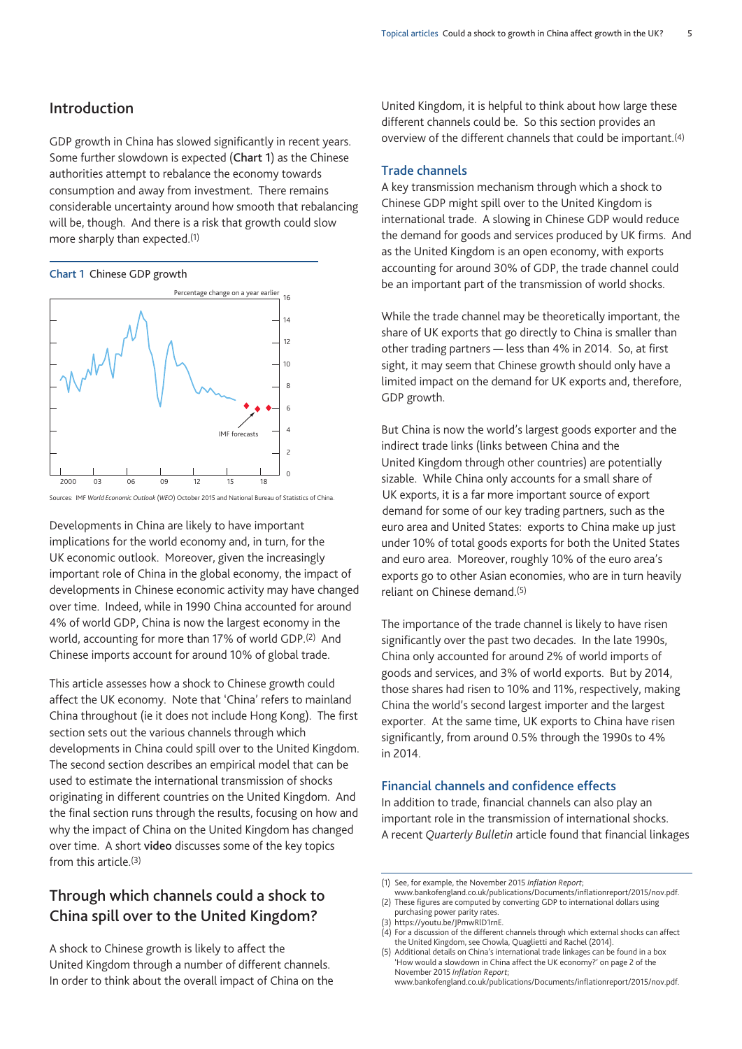## Introduction

GDP growth in China has slowed significantly in recent years. Some further slowdown is expected (**Chart 1**) as the Chinese authorities attempt to rebalance the economy towards consumption and away from investment. There remains considerable uncertainty around how smooth that rebalancing will be, though. And there is a risk that growth could slow more sharply than expected.[1]

**Chart 1** Chinese GDP growth

Sources: IMF *World Economic Outlook* (*WEO*) October 2015 and National Bureau of Statistics of China.

Developments in China are likely to have important implications for the world economy and, in turn, for the UK economic outlook. Moreover, given the increasingly important role of China in the global economy, the impact of developments in Chinese economic activity may have changed over time. Indeed, while in 1990 China accounted for around 4% of world GDP, China is now the largest economy in the world, accounting for more than 17% of world GDP.[2] And Chinese imports account for around 10% of global trade.

This article assesses how a shock to Chinese growth could affect the UK economy. Note that 'China' refers to mainland China throughout (ie it does not include Hong Kong). The first section sets out the various channels through which developments in China could spill over to the United Kingdom. The second section describes an empirical model that can be used to estimate the international transmission of shocks originating in different countries on the United Kingdom. And the final section runs through the results, focusing on how and why the impact of China on the United Kingdom has changed over time. A short **video** discusses some of the key topics from this article.[3]

## Through which channels could a shock to China spill over to the United Kingdom?

A shock to Chinese growth is likely to affect the United Kingdom through a number of different channels. In order to think about the overall impact of China on the United Kingdom, it is helpful to think about how large these different channels could be. So this section provides an overview of the different channels that could be important.[4]

### Trade channels

A key transmission mechanism through which a shock to Chinese GDP might spill over to the United Kingdom is international trade. A slowing in Chinese GDP would reduce the demand for goods and services produced by UK firms. And as the United Kingdom is an open economy, with exports accounting for around 30% of GDP, the trade channel could be an important part of the transmission of world shocks.

While the trade channel may be theoretically important, the share of UK exports that go directly to China is smaller than other trading partners — less than 4% in 2014. So, at first sight, it may seem that Chinese growth should only have a limited impact on the demand for UK exports and, therefore, GDP growth.

But China is now the world's largest goods exporter and the indirect trade links (links between China and the United Kingdom through other countries) are potentially sizable. While China only accounts for a small share of UK exports, it is a far more important source of export demand for some of our key trading partners, such as the euro area and United States: exports to China make up just under 10% of total goods exports for both the United States and euro area. Moreover, roughly 10% of the euro area's exports go to other Asian economies, who are in turn heavily reliant on Chinese demand.[5]

The importance of the trade channel is likely to have risen significantly over the past two decades. In the late 1990s, China only accounted for around 2% of world imports of goods and services, and 3% of world exports. But by 2014, those shares had risen to 10% and 11%, respectively, making China the world's second largest importer and the largest exporter. At the same time, UK exports to China have risen significantly, from around 0.5% through the 1990s to 4% in 2014.

### Financial channels and confidence effects

In addition to trade, financial channels can also play an important role in the transmission of international shocks. A recent *Quarterly Bulletin* article found that financial linkages

(1) See, for example, the November 2015 *Inflation Report*; www.bankofengland.co.uk/publications/Documents/inflationreport/2015/nov.pdf.
(2) These figures are computed by converting GDP to international dollars using purchasing power parity rates.
(3) https://youtu.be/JPmwRlD1rnE.
(4) For a discussion of the different channels through which external shocks can affect the United Kingdom, see Chowla, Quaglietti and Rachel (2014).
(5) Additional details on China's international trade linkages can be found in a box 'How would a slowdown in China affect the UK economy?' on page 2 of the November 2015 *Inflation Report*; www.bankofengland.co.uk/publications/Documents/inflationreport/2015/nov.pdf.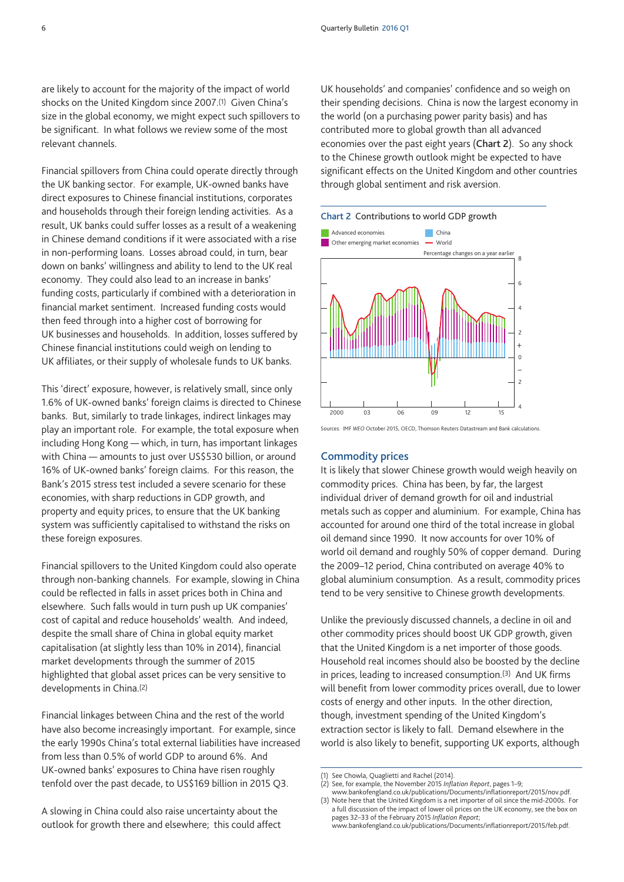are likely to account for the majority of the impact of world shocks on the United Kingdom since 2007.[1] Given China's size in the global economy, we might expect such spillovers to be significant. In what follows we review some of the most relevant channels.

Financial spillovers from China could operate directly through the UK banking sector. For example, UK-owned banks have direct exposures to Chinese financial institutions, corporates and households through their foreign lending activities. As a result, UK banks could suffer losses as a result of a weakening in Chinese demand conditions if it were associated with a rise in non-performing loans. Losses abroad could, in turn, bear down on banks' willingness and ability to lend to the UK real economy. They could also lead to an increase in banks' funding costs, particularly if combined with a deterioration in financial market sentiment. Increased funding costs would then feed through into a higher cost of borrowing for UK businesses and households. In addition, losses suffered by Chinese financial institutions could weigh on lending to UK affiliates, or their supply of wholesale funds to UK banks.

This 'direct' exposure, however, is relatively small, since only 1.6% of UK-owned banks' foreign claims is directed to Chinese banks. But, similarly to trade linkages, indirect linkages may play an important role. For example, the total exposure when including Hong Kong — which, in turn, has important linkages with China — amounts to just over US$530 billion, or around 16% of UK-owned banks' foreign claims. For this reason, the Bank's 2015 stress test included a severe scenario for these economies, with sharp reductions in GDP growth, and property and equity prices, to ensure that the UK banking system was sufficiently capitalised to withstand the risks on these foreign exposures.

Financial spillovers to the United Kingdom could also operate through non-banking channels. For example, slowing in China could be reflected in falls in asset prices both in China and elsewhere. Such falls would in turn push up UK companies' cost of capital and reduce households' wealth. And indeed, despite the small share of China in global equity market capitalisation (at slightly less than 10% in 2014), financial market developments through the summer of 2015 highlighted that global asset prices can be very sensitive to developments in China.[2]

Financial linkages between China and the rest of the world have also become increasingly important. For example, since the early 1990s China's total external liabilities have increased from less than 0.5% of world GDP to around 6%. And UK-owned banks' exposures to China have risen roughly tenfold over the past decade, to US$169 billion in 2015 Q3.

A slowing in China could also raise uncertainty about the outlook for growth there and elsewhere; this could affect UK households' and companies' confidence and so weigh on their spending decisions. China is now the largest economy in the world (on a purchasing power parity basis) and has contributed more to global growth than all advanced economies over the past eight years (**Chart 2**). So any shock to the Chinese growth outlook might be expected to have significant effects on the United Kingdom and other countries through global sentiment and risk aversion.

**Chart 2** Contributions to world GDP growth

Sources: IMF *WEO* October 2015, OECD, Thomson Reuters Datastream and Bank calculations.

## Commodity prices

It is likely that slower Chinese growth would weigh heavily on commodity prices. China has been, by far, the largest individual driver of demand growth for oil and industrial metals such as copper and aluminium. For example, China has accounted for around one third of the total increase in global oil demand since 1990. It now accounts for over 10% of world oil demand and roughly 50% of copper demand. During the 2009–12 period, China contributed on average 40% to global aluminium consumption. As a result, commodity prices tend to be very sensitive to Chinese growth developments.

Unlike the previously discussed channels, a decline in oil and other commodity prices should boost UK GDP growth, given that the United Kingdom is a net importer of those goods. Household real incomes should also be boosted by the decline in prices, leading to increased consumption.[3] And UK firms will benefit from lower commodity prices overall, due to lower costs of energy and other inputs. In the other direction, though, investment spending of the United Kingdom's extraction sector is likely to fall. Demand elsewhere in the world is also likely to benefit, supporting UK exports, although

(1) See Chowla, Quaglietti and Rachel (2014).
(2) See, for example, the November 2015 *Inflation Report*, pages 1–9; www.bankofengland.co.uk/publications/Documents/inflationreport/2015/nov.pdf.
(3) Note here that the United Kingdom is a net importer of oil since the mid-2000s. For a full discussion of the impact of lower oil prices on the UK economy, see the box on pages 32–33 of the February 2015 *Inflation Report*; www.bankofengland.co.uk/publications/Documents/inflationreport/2015/feb.pdf.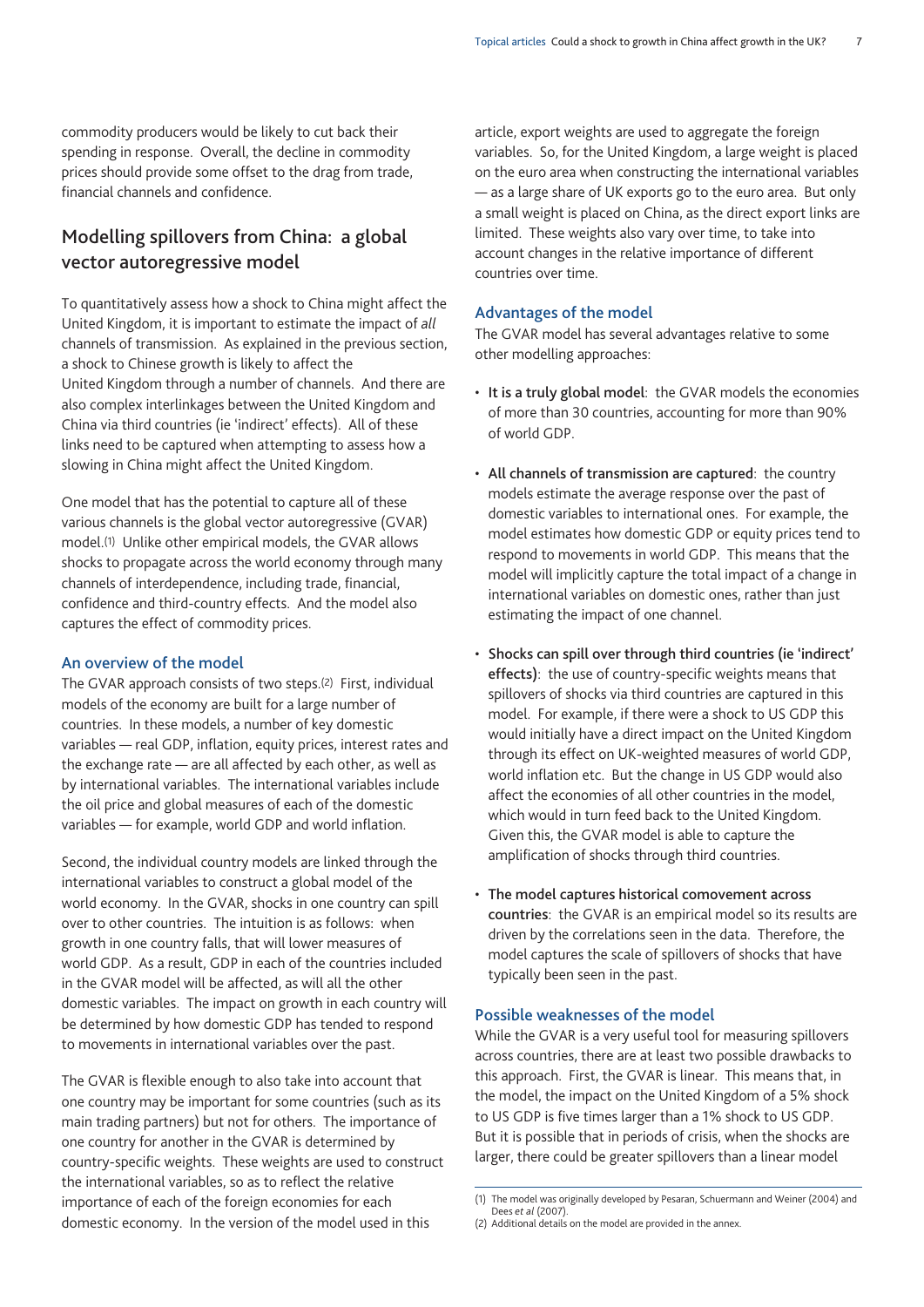commodity producers would be likely to cut back their spending in response. Overall, the decline in commodity prices should provide some offset to the drag from trade, financial channels and confidence.

## Modelling spillovers from China: a global vector autoregressive model

To quantitatively assess how a shock to China might affect the United Kingdom, it is important to estimate the impact of *all* channels of transmission. As explained in the previous section, a shock to Chinese growth is likely to affect the United Kingdom through a number of channels. And there are also complex interlinkages between the United Kingdom and China via third countries (ie 'indirect' effects). All of these links need to be captured when attempting to assess how a slowing in China might affect the United Kingdom.

One model that has the potential to capture all of these various channels is the global vector autoregressive (GVAR) model.(1) Unlike other empirical models, the GVAR allows shocks to propagate across the world economy through many channels of interdependence, including trade, financial, confidence and third-country effects. And the model also captures the effect of commodity prices.

### An overview of the model

The GVAR approach consists of two steps.(2) First, individual models of the economy are built for a large number of countries. In these models, a number of key domestic variables — real GDP, inflation, equity prices, interest rates and the exchange rate — are all affected by each other, as well as by international variables. The international variables include the oil price and global measures of each of the domestic variables — for example, world GDP and world inflation.

Second, the individual country models are linked through the international variables to construct a global model of the world economy. In the GVAR, shocks in one country can spill over to other countries. The intuition is as follows: when growth in one country falls, that will lower measures of world GDP. As a result, GDP in each of the countries included in the GVAR model will be affected, as will all the other domestic variables. The impact on growth in each country will be determined by how domestic GDP has tended to respond to movements in international variables over the past.

The GVAR is flexible enough to also take into account that one country may be important for some countries (such as its main trading partners) but not for others. The importance of one country for another in the GVAR is determined by country-specific weights. These weights are used to construct the international variables, so as to reflect the relative importance of each of the foreign economies for each domestic economy. In the version of the model used in this article, export weights are used to aggregate the foreign variables. So, for the United Kingdom, a large weight is placed on the euro area when constructing the international variables — as a large share of UK exports go to the euro area. But only a small weight is placed on China, as the direct export links are limited. These weights also vary over time, to take into account changes in the relative importance of different countries over time.

### Advantages of the model

The GVAR model has several advantages relative to some other modelling approaches:

- **It is a truly global model**: the GVAR models the economies of more than 30 countries, accounting for more than 90% of world GDP.
- **All channels of transmission are captured**: the country models estimate the average response over the past of domestic variables to international ones. For example, the model estimates how domestic GDP or equity prices tend to respond to movements in world GDP. This means that the model will implicitly capture the total impact of a change in international variables on domestic ones, rather than just estimating the impact of one channel.
- **Shocks can spill over through third countries (ie 'indirect' effects)**: the use of country-specific weights means that spillovers of shocks via third countries are captured in this model. For example, if there were a shock to US GDP this would initially have a direct impact on the United Kingdom through its effect on UK-weighted measures of world GDP, world inflation etc. But the change in US GDP would also affect the economies of all other countries in the model, which would in turn feed back to the United Kingdom. Given this, the GVAR model is able to capture the amplification of shocks through third countries.
- **The model captures historical comovement across countries**: the GVAR is an empirical model so its results are driven by the correlations seen in the data. Therefore, the model captures the scale of spillovers of shocks that have typically been seen in the past.

### Possible weaknesses of the model

While the GVAR is a very useful tool for measuring spillovers across countries, there are at least two possible drawbacks to this approach. First, the GVAR is linear. This means that, in the model, the impact on the United Kingdom of a 5% shock to US GDP is five times larger than a 1% shock to US GDP. But it is possible that in periods of crisis, when the shocks are larger, there could be greater spillovers than a linear model

(1) The model was originally developed by Pesaran, Schuermann and Weiner (2004) and Dees *et al* (2007).
(2) Additional details on the model are provided in the annex.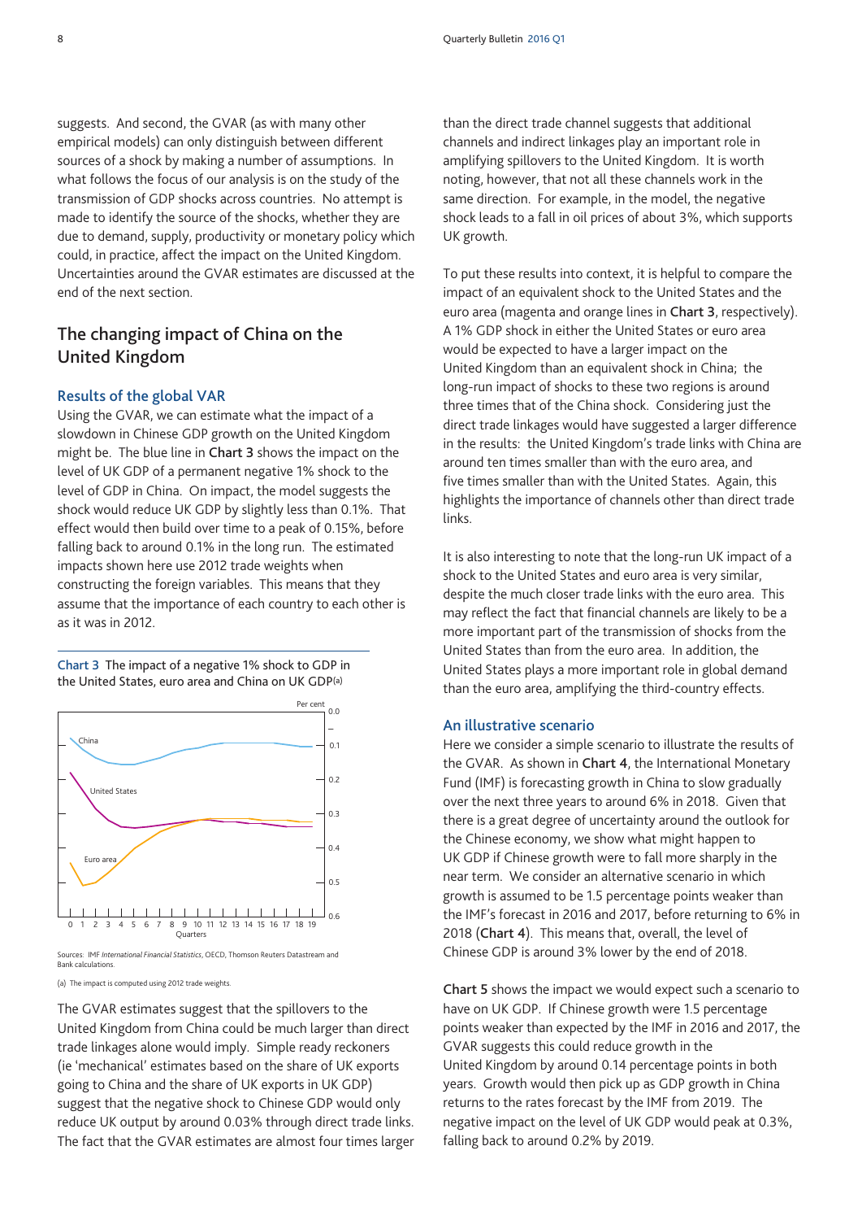suggests. And second, the GVAR (as with many other empirical models) can only distinguish between different sources of a shock by making a number of assumptions. In what follows the focus of our analysis is on the study of the transmission of GDP shocks across countries. No attempt is made to identify the source of the shocks, whether they are due to demand, supply, productivity or monetary policy which could, in practice, affect the impact on the United Kingdom. Uncertainties around the GVAR estimates are discussed at the end of the next section.

## The changing impact of China on the United Kingdom

### Results of the global VAR

Using the GVAR, we can estimate what the impact of a slowdown in Chinese GDP growth on the United Kingdom might be. The blue line in **Chart 3** shows the impact on the level of UK GDP of a permanent negative 1% shock to the level of GDP in China. On impact, the model suggests the shock would reduce UK GDP by slightly less than 0.1%. That effect would then build over time to a peak of 0.15%, before falling back to around 0.1% in the long run. The estimated impacts shown here use 2012 trade weights when constructing the foreign variables. This means that they assume that the importance of each country to each other is as it was in 2012.

**Chart 3** The impact of a negative 1% shock to GDP in the United States, euro area and China on UK GDP(a)

Sources: IMF *International Financial Statistics*, OECD, Thomson Reuters Datastream and Bank calculations.

(a) The impact is computed using 2012 trade weights.

The GVAR estimates suggest that the spillovers to the United Kingdom from China could be much larger than direct trade linkages alone would imply. Simple ready reckoners (ie 'mechanical' estimates based on the share of UK exports going to China and the share of UK exports in UK GDP) suggest that the negative shock to Chinese GDP would only reduce UK output by around 0.03% through direct trade links. The fact that the GVAR estimates are almost four times larger than the direct trade channel suggests that additional channels and indirect linkages play an important role in amplifying spillovers to the United Kingdom. It is worth noting, however, that not all these channels work in the same direction. For example, in the model, the negative shock leads to a fall in oil prices of about 3%, which supports UK growth.

To put these results into context, it is helpful to compare the impact of an equivalent shock to the United States and the euro area (magenta and orange lines in **Chart 3**, respectively). A 1% GDP shock in either the United States or euro area would be expected to have a larger impact on the United Kingdom than an equivalent shock in China; the long-run impact of shocks to these two regions is around three times that of the China shock. Considering just the direct trade linkages would have suggested a larger difference in the results: the United Kingdom's trade links with China are around ten times smaller than with the euro area, and five times smaller than with the United States. Again, this highlights the importance of channels other than direct trade links.

It is also interesting to note that the long-run UK impact of a shock to the United States and euro area is very similar, despite the much closer trade links with the euro area. This may reflect the fact that financial channels are likely to be a more important part of the transmission of shocks from the United States than from the euro area. In addition, the United States plays a more important role in global demand than the euro area, amplifying the third-country effects.

### An illustrative scenario

Here we consider a simple scenario to illustrate the results of the GVAR. As shown in **Chart 4**, the International Monetary Fund (IMF) is forecasting growth in China to slow gradually over the next three years to around 6% in 2018. Given that there is a great degree of uncertainty around the outlook for the Chinese economy, we show what might happen to UK GDP if Chinese growth were to fall more sharply in the near term. We consider an alternative scenario in which growth is assumed to be 1.5 percentage points weaker than the IMF's forecast in 2016 and 2017, before returning to 6% in 2018 (**Chart 4**). This means that, overall, the level of Chinese GDP is around 3% lower by the end of 2018.

**Chart 5** shows the impact we would expect such a scenario to have on UK GDP. If Chinese growth were 1.5 percentage points weaker than expected by the IMF in 2016 and 2017, the GVAR suggests this could reduce growth in the United Kingdom by around 0.14 percentage points in both years. Growth would then pick up as GDP growth in China returns to the rates forecast by the IMF from 2019. The negative impact on the level of UK GDP would peak at 0.3%, falling back to around 0.2% by 2019.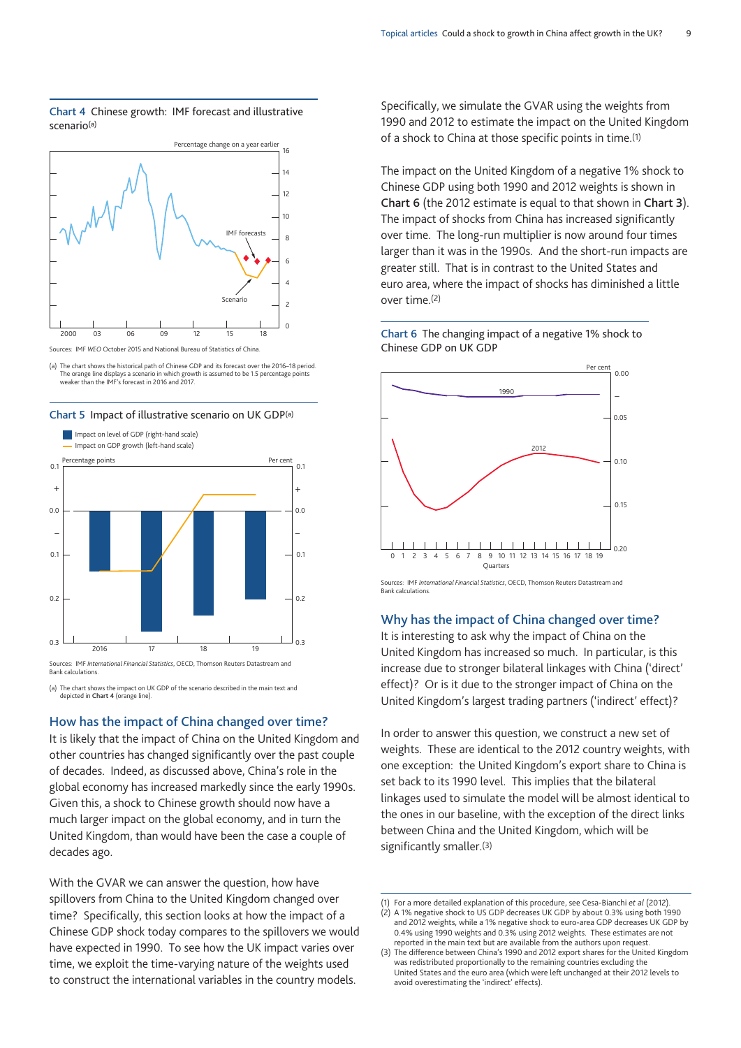**Chart 4** Chinese growth: IMF forecast and illustrative scenario[(a)]

Sources: IMF *WEO* October 2015 and National Bureau of Statistics of China.

(a) The chart shows the historical path of Chinese GDP and its forecast over the 2016–18 period. The orange line displays a scenario in which growth is assumed to be 1.5 percentage points weaker than the IMF's forecast in 2016 and 2017.

**Chart 5** Impact of illustrative scenario on UK GDP[(a)]

Sources: IMF *International Financial Statistics*, OECD, Thomson Reuters Datastream and Bank calculations.

(a) The chart shows the impact on UK GDP of the scenario described in the main text and depicted in **Chart 4** (orange line).

## How has the impact of China changed over time?

It is likely that the impact of China on the United Kingdom and other countries has changed significantly over the past couple of decades. Indeed, as discussed above, China's role in the global economy has increased markedly since the early 1990s. Given this, a shock to Chinese growth should now have a much larger impact on the global economy, and in turn the United Kingdom, than would have been the case a couple of decades ago.

With the GVAR we can answer the question, how have spillovers from China to the United Kingdom changed over time? Specifically, this section looks at how the impact of a Chinese GDP shock today compares to the spillovers we would have expected in 1990. To see how the UK impact varies over time, we exploit the time-varying nature of the weights used to construct the international variables in the country models. Specifically, we simulate the GVAR using the weights from 1990 and 2012 to estimate the impact on the United Kingdom of a shock to China at those specific points in time.[(1)]

The impact on the United Kingdom of a negative 1% shock to Chinese GDP using both 1990 and 2012 weights is shown in **Chart 6** (the 2012 estimate is equal to that shown in **Chart 3**). The impact of shocks from China has increased significantly over time. The long-run multiplier is now around four times larger than it was in the 1990s. And the short-run impacts are greater still. That is in contrast to the United States and euro area, where the impact of shocks has diminished a little over time.[(2)]

**Chart 6** The changing impact of a negative 1% shock to Chinese GDP on UK GDP

Sources: IMF *International Financial Statistics*, OECD, Thomson Reuters Datastream and Bank calculations.

## Why has the impact of China changed over time?

It is interesting to ask why the impact of China on the United Kingdom has increased so much. In particular, is this increase due to stronger bilateral linkages with China ('direct' effect)? Or is it due to the stronger impact of China on the United Kingdom's largest trading partners ('indirect' effect)?

In order to answer this question, we construct a new set of weights. These are identical to the 2012 country weights, with one exception: the United Kingdom's export share to China is set back to its 1990 level. This implies that the bilateral linkages used to simulate the model will be almost identical to the ones in our baseline, with the exception of the direct links between China and the United Kingdom, which will be significantly smaller.[(3)]

(1) For a more detailed explanation of this procedure, see Cesa-Bianchi *et al* (2012).
(2) A 1% negative shock to US GDP decreases UK GDP by about 0.3% using both 1990 and 2012 weights, while a 1% negative shock to euro-area GDP decreases UK GDP by 0.4% using 1990 weights and 0.3% using 2012 weights. These estimates are not reported in the main text but are available from the authors upon request.
(3) The difference between China's 1990 and 2012 export shares for the United Kingdom was redistributed proportionally to the remaining countries excluding the United States and the euro area (which were left unchanged at their 2012 levels to avoid overestimating the 'indirect' effects).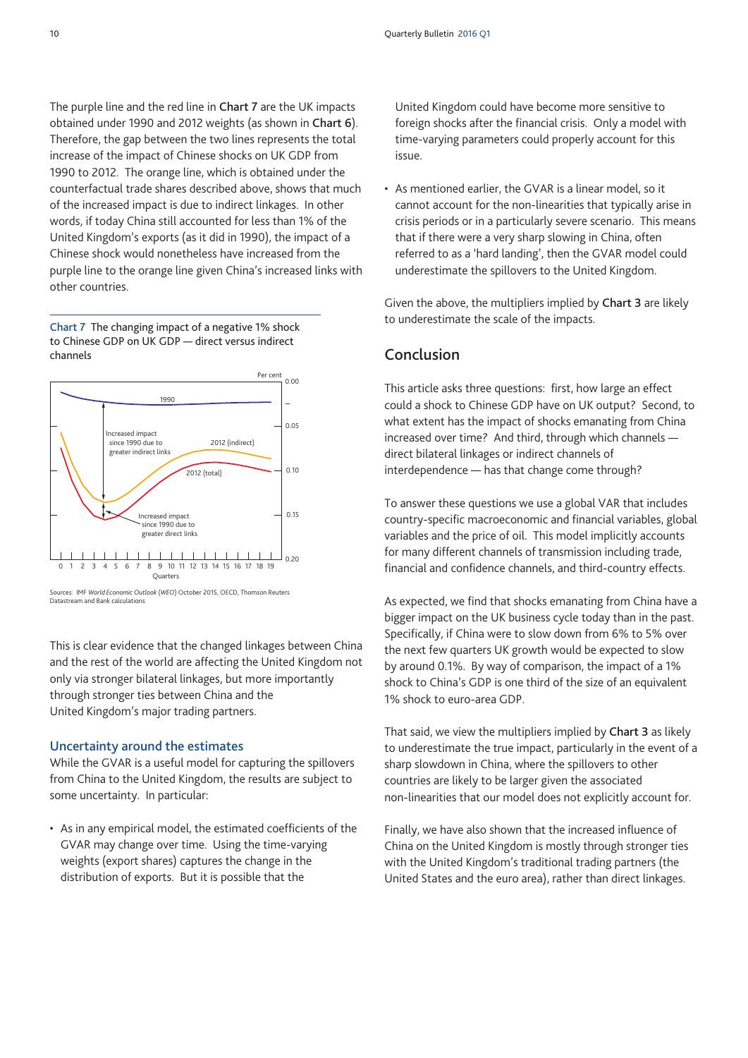The purple line and the red line in **Chart 7** are the UK impacts obtained under 1990 and 2012 weights (as shown in **Chart 6**). Therefore, the gap between the two lines represents the total increase of the impact of Chinese shocks on UK GDP from 1990 to 2012. The orange line, which is obtained under the counterfactual trade shares described above, shows that much of the increased impact is due to indirect linkages. In other words, if today China still accounted for less than 1% of the United Kingdom's exports (as it did in 1990), the impact of a Chinese shock would nonetheless have increased from the purple line to the orange line given China's increased links with other countries.

**Chart 7** The changing impact of a negative 1% shock to Chinese GDP on UK GDP — direct versus indirect channels

Sources: IMF *World Economic Outlook* (*WEO*) October 2015, OECD, Thomson Reuters Datastream and Bank calculations.

This is clear evidence that the changed linkages between China and the rest of the world are affecting the United Kingdom not only via stronger bilateral linkages, but more importantly through stronger ties between China and the United Kingdom's major trading partners.

### Uncertainty around the estimates

While the GVAR is a useful model for capturing the spillovers from China to the United Kingdom, the results are subject to some uncertainty. In particular:

- As in any empirical model, the estimated coefficients of the GVAR may change over time. Using the time-varying weights (export shares) captures the change in the distribution of exports. But it is possible that the United Kingdom could have become more sensitive to foreign shocks after the financial crisis. Only a model with time-varying parameters could properly account for this issue.
- As mentioned earlier, the GVAR is a linear model, so it cannot account for the non-linearities that typically arise in crisis periods or in a particularly severe scenario. This means that if there were a very sharp slowing in China, often referred to as a 'hard landing', then the GVAR model could underestimate the spillovers to the United Kingdom.

Given the above, the multipliers implied by **Chart 3** are likely to underestimate the scale of the impacts.

## Conclusion

This article asks three questions: first, how large an effect could a shock to Chinese GDP have on UK output? Second, to what extent has the impact of shocks emanating from China increased over time? And third, through which channels — direct bilateral linkages or indirect channels of interdependence — has that change come through?

To answer these questions we use a global VAR that includes country-specific macroeconomic and financial variables, global variables and the price of oil. This model implicitly accounts for many different channels of transmission including trade, financial and confidence channels, and third-country effects.

As expected, we find that shocks emanating from China have a bigger impact on the UK business cycle today than in the past. Specifically, if China were to slow down from 6% to 5% over the next few quarters UK growth would be expected to slow by around 0.1%. By way of comparison, the impact of a 1% shock to China's GDP is one third of the size of an equivalent 1% shock to euro-area GDP.

That said, we view the multipliers implied by **Chart 3** as likely to underestimate the true impact, particularly in the event of a sharp slowdown in China, where the spillovers to other countries are likely to be larger given the associated non-linearities that our model does not explicitly account for.

Finally, we have also shown that the increased influence of China on the United Kingdom is mostly through stronger ties with the United Kingdom's traditional trading partners (the United States and the euro area), rather than direct linkages.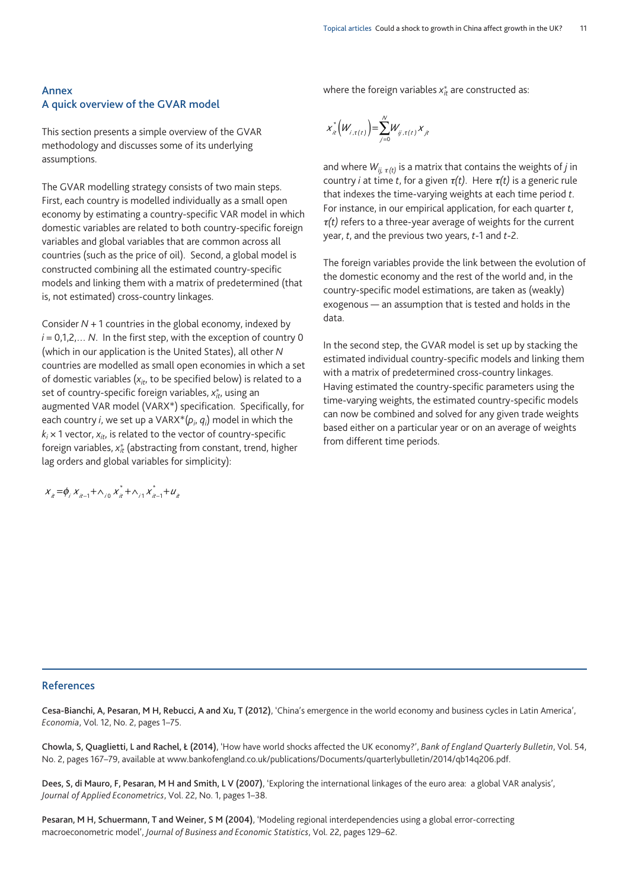## Annex
## A quick overview of the GVAR model

This section presents a simple overview of the GVAR methodology and discusses some of its underlying assumptions.

The GVAR modelling strategy consists of two main steps. First, each country is modelled individually as a small open economy by estimating a country-specific VAR model in which domestic variables are related to both country-specific foreign variables and global variables that are common across all countries (such as the price of oil). Second, a global model is constructed combining all the estimated country-specific models and linking them with a matrix of predetermined (that is, not estimated) cross-country linkages.

Consider $N + 1$ countries in the global economy, indexed by $i = 0,1,2,\ldots N$. In the first step, with the exception of country 0 (which in our application is the United States), all other $N$ countries are modelled as small open economies in which a set of domestic variables ($x_{it}$, to be specified below) is related to a set of country-specific foreign variables, $x^*_{it}$, using an augmented VAR model (VARX*) specification. Specifically, for each country $i$, we set up a VARX*($p_i$, $q_i$) model in which the $k_i \times 1$ vector, $x_{it}$, is related to the vector of country-specific foreign variables, $x^*_{it}$ (abstracting from constant, trend, higher lag orders and global variables for simplicity):

$$x_{it} = \phi_i x_{it-1} + \wedge_{i0} x^*_{it} + \wedge_{i1} x^*_{it-1} + u_{it}$$

where the foreign variables $x^*_{it}$ are constructed as:

$$x^*_{it}\left(W_{i,\tau(t)}\right) = \sum_{j=0}^{N} W_{ij,\tau(t)} x_{jt}$$

and where $W_{ij,\tau(t)}$ is a matrix that contains the weights of $j$ in country $i$ at time $t$, for a given $\tau(t)$. Here $\tau(t)$ is a generic rule that indexes the time-varying weights at each time period $t$. For instance, in our empirical application, for each quarter $t$, $\tau(t)$ refers to a three-year average of weights for the current year, $t$, and the previous two years, $t$-1 and $t$-2.

The foreign variables provide the link between the evolution of the domestic economy and the rest of the world and, in the country-specific model estimations, are taken as (weakly) exogenous — an assumption that is tested and holds in the data.

In the second step, the GVAR model is set up by stacking the estimated individual country-specific models and linking them with a matrix of predetermined cross-country linkages. Having estimated the country-specific parameters using the time-varying weights, the estimated country-specific models can now be combined and solved for any given trade weights based either on a particular year or on an average of weights from different time periods.

## References

**Cesa-Bianchi, A, Pesaran, M H, Rebucci, A and Xu, T (2012)**, 'China's emergence in the world economy and business cycles in Latin America', *Economia*, Vol. 12, No. 2, pages 1–75.

**Chowla, S, Quaglietti, L and Rachel, Ł (2014)**, 'How have world shocks affected the UK economy?', *Bank of England Quarterly Bulletin*, Vol. 54, No. 2, pages 167–79, available at www.bankofengland.co.uk/publications/Documents/quarterlybulletin/2014/qb14q206.pdf.

**Dees, S, di Mauro, F, Pesaran, M H and Smith, L V (2007)**, 'Exploring the international linkages of the euro area: a global VAR analysis', *Journal of Applied Econometrics*, Vol. 22, No. 1, pages 1–38.

**Pesaran, M H, Schuermann, T and Weiner, S M (2004)**, 'Modeling regional interdependencies using a global error-correcting macroeconometric model', *Journal of Business and Economic Statistics*, Vol. 22, pages 129–62.